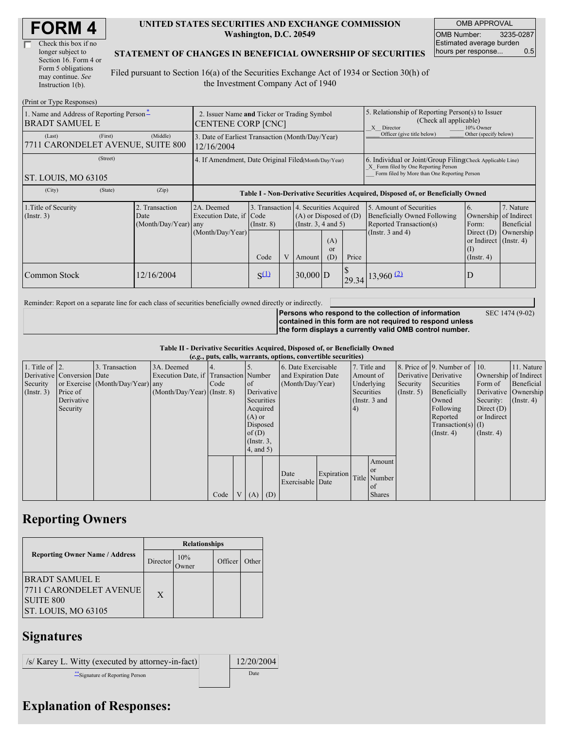# FORM 4

☐ Check this box if no longer subject to Section 16. Form 4 or Form 5 obligations may continue. *See* Instruction 1(b).

**UNITED STATES SECURITIES AND EXCHANGE COMMISSION**
**Washington, D.C. 20549**

**STATEMENT OF CHANGES IN BENEFICIAL OWNERSHIP OF SECURITIES**

Filed pursuant to Section 16(a) of the Securities Exchange Act of 1934 or Section 30(h) of the Investment Company Act of 1940

| OMB APPROVAL | |
|---|---|
| OMB Number: | 3235-0287 |
| Estimated average burden hours per response... | 0.5 |

(Print or Type Responses)

| 1. Name and Address of Reporting Person* | 2. Issuer Name **and** Ticker or Trading Symbol | 5. Relationship of Reporting Person(s) to Issuer (Check all applicable) |
|---|---|---|
| BRADT SAMUEL E | CENTENE CORP [CNC] | X Director ___ 10% Owner ___ Officer (give title below) ___ Other (specify below) |
| (Last) (First) (Middle) 7711 CARONDELET AVENUE, SUITE 800 | 3. Date of Earliest Transaction (Month/Day/Year) 12/16/2004 | |
| (Street) ST. LOUIS, MO 63105 | 4. If Amendment, Date Original Filed (Month/Day/Year) | 6. Individual or Joint/Group Filing (Check Applicable Line) X Form filed by One Reporting Person ___ Form filed by More than One Reporting Person |
| (City) (State) (Zip) | | |

**Table I - Non-Derivative Securities Acquired, Disposed of, or Beneficially Owned**

| 1.Title of Security (Instr. 3) | 2. Transaction Date (Month/Day/Year) | 2A. Deemed Execution Date, if any (Month/Day/Year) | 3. Transaction Code (Instr. 8) | | 4. Securities Acquired (A) or Disposed of (D) (Instr. 3, 4 and 5) | | | 5. Amount of Securities Beneficially Owned Following Reported Transaction(s) (Instr. 3 and 4) | 6. Ownership Form: Direct (D) or Indirect (I) (Instr. 4) | 7. Nature of Indirect Beneficial Ownership (Instr. 4) |
|---|---|---|---|---|---|---|---|---|---|---|
| | | | Code | V | Amount | (A) or (D) | Price | | | |
| Common Stock | 12/16/2004 | | S[(1)] | | 30,000 | D | $ 29.34 | 13,960 [(2)] | D | |

Reminder: Report on a separate line for each class of securities beneficially owned directly or indirectly.

**Persons who respond to the collection of information contained in this form are not required to respond unless the form displays a currently valid OMB control number.** SEC 1474 (9-02)

**Table II - Derivative Securities Acquired, Disposed of, or Beneficially Owned**
**(*e.g.*, puts, calls, warrants, options, convertible securities)**

| 1. Title of Derivative Security (Instr. 3) | 2. Conversion or Exercise Price of Derivative Security | 3. Transaction Date (Month/Day/Year) | 3A. Deemed Execution Date, if any (Month/Day/Year) | 4. Transaction Code (Instr. 8) | | 5. Number of Derivative Securities Acquired (A) or Disposed of (D) (Instr. 3, 4, and 5) | | 6. Date Exercisable and Expiration Date (Month/Day/Year) | | 7. Title and Amount of Underlying Securities (Instr. 3 and 4) | | 8. Price of Derivative Security (Instr. 5) | 9. Number of Derivative Securities Beneficially Owned Following Reported Transaction(s) (Instr. 4) | 10. Ownership Form of Derivative Security: Direct (D) or Indirect (I) (Instr. 4) | 11. Nature of Indirect Beneficial Ownership (Instr. 4) |
|---|---|---|---|---|---|---|---|---|---|---|---|---|---|---|---|
| | | | | Code | V | (A) | (D) | Date Exercisable | Expiration Date | Title | Amount or Number of Shares | | | | |

## Reporting Owners

| Reporting Owner Name / Address | Relationships | | | |
|---|---|---|---|---|
| | Director | 10% Owner | Officer | Other |
| BRADT SAMUEL E 7711 CARONDELET AVENUE SUITE 800 ST. LOUIS, MO 63105 | X | | | |

## Signatures

| /s/ Karey L. Witty (executed by attorney-in-fact) | 12/20/2004 |
|---|---|
| **Signature of Reporting Person | Date |

## Explanation of Responses: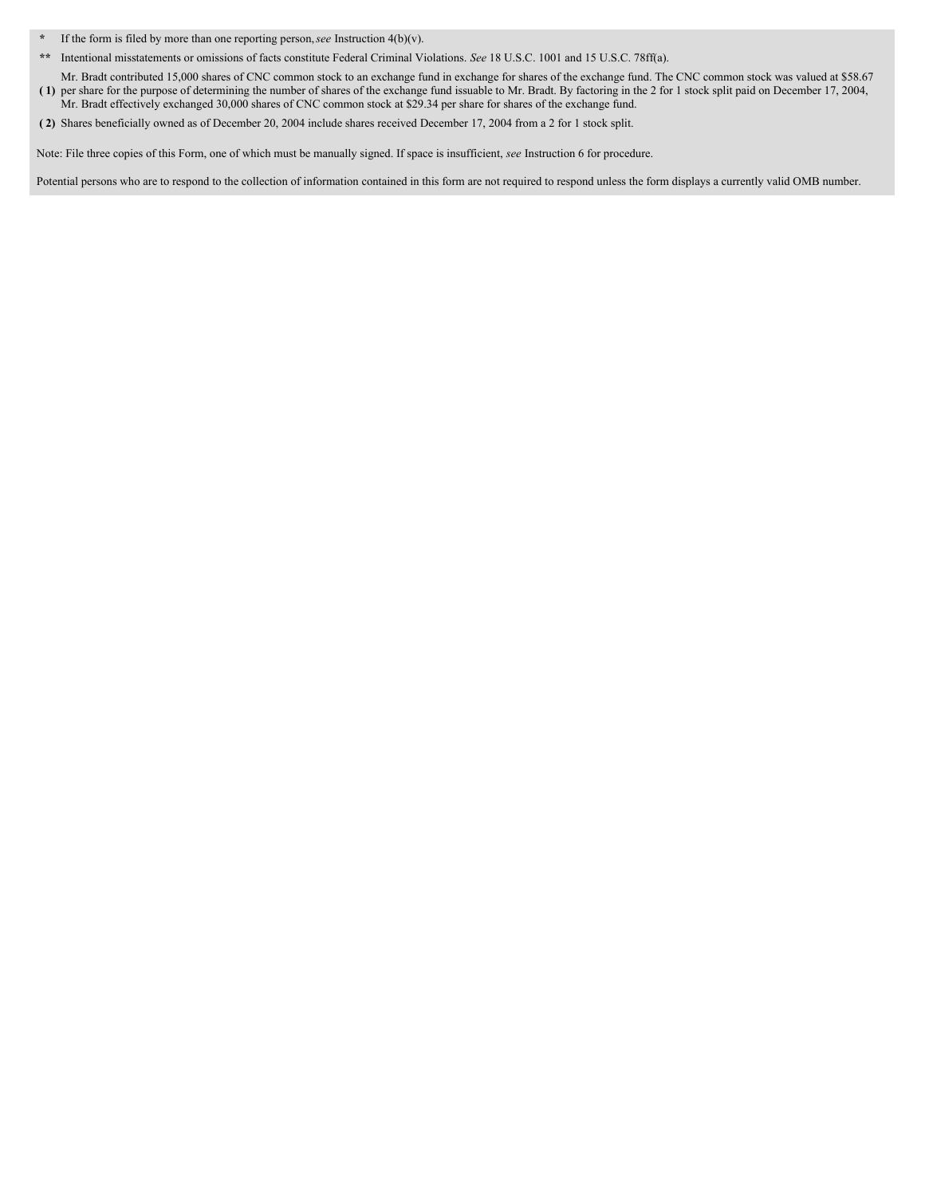| | |
|---|---|
| * | If the form is filed by more than one reporting person, *see* Instruction 4(b)(v). |
| ** | Intentional misstatements or omissions of facts constitute Federal Criminal Violations. *See* 18 U.S.C. 1001 and 15 U.S.C. 78ff(a). |
| ( 1) | Mr. Bradt contributed 15,000 shares of CNC common stock to an exchange fund in exchange for shares of the exchange fund. The CNC common stock was valued at $58.67 per share for the purpose of determining the number of shares of the exchange fund issuable to Mr. Bradt. By factoring in the 2 for 1 stock split paid on December 17, 2004, Mr. Bradt effectively exchanged 30,000 shares of CNC common stock at $29.34 per share for shares of the exchange fund. |
| ( 2) | Shares beneficially owned as of December 20, 2004 include shares received December 17, 2004 from a 2 for 1 stock split. |

Note: File three copies of this Form, one of which must be manually signed. If space is insufficient, *see* Instruction 6 for procedure.

Potential persons who are to respond to the collection of information contained in this form are not required to respond unless the form displays a currently valid OMB number.